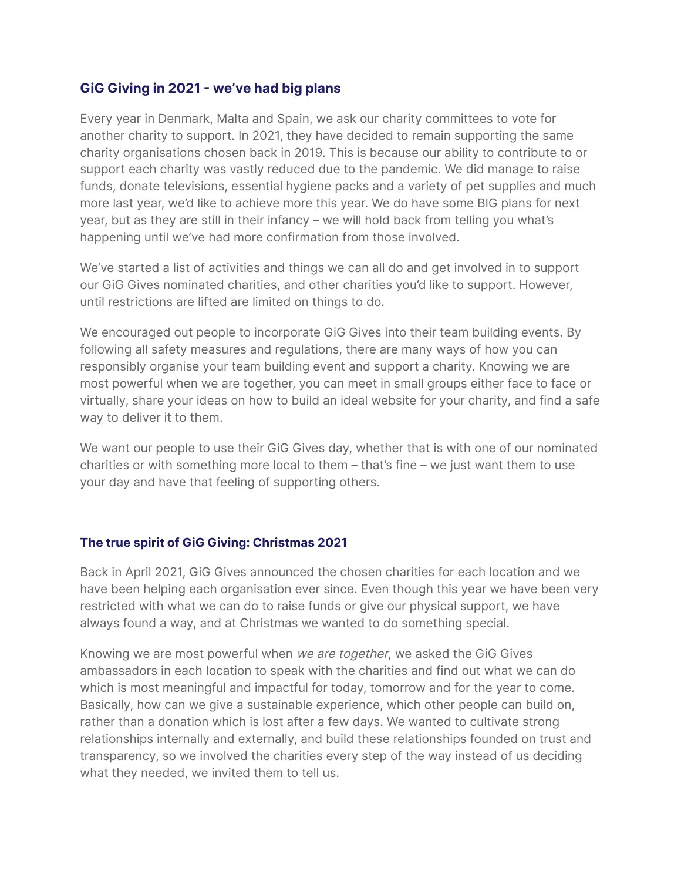## GiG Giving in 2021 - we've had big plans

Every year in Denmark, Malta and Spain, we ask our charity committees to vote for another charity to support. In 2021, they have decided to remain supporting the same charity organisations chosen back in 2019. This is because our ability to contribute to or support each charity was vastly reduced due to the pandemic. We did manage to raise funds, donate televisions, essential hygiene packs and a variety of pet supplies and much more last year, we'd like to achieve more this year. We do have some BIG plans for next year, but as they are still in their infancy – we will hold back from telling you what's happening until we've had more confirmation from those involved.

We've started a list of activities and things we can all do and get involved in to support our GiG Gives nominated charities, and other charities you'd like to support. However, until restrictions are lifted are limited on things to do.

We encouraged out people to incorporate GiG Gives into their team building events. By following all safety measures and regulations, there are many ways of how you can responsibly organise your team building event and support a charity. Knowing we are most powerful when we are together, you can meet in small groups either face to face or virtually, share your ideas on how to build an ideal website for your charity, and find a safe way to deliver it to them.

We want our people to use their GiG Gives day, whether that is with one of our nominated charities or with something more local to them – that's fine – we just want them to use your day and have that feeling of supporting others.

## The true spirit of GiG Giving: Christmas 2021

Back in April 2021, GiG Gives announced the chosen charities for each location and we have been helping each organisation ever since. Even though this year we have been very restricted with what we can do to raise funds or give our physical support, we have always found a way, and at Christmas we wanted to do something special.

Knowing we are most powerful when *we are together*, we asked the GiG Gives ambassadors in each location to speak with the charities and find out what we can do which is most meaningful and impactful for today, tomorrow and for the year to come. Basically, how can we give a sustainable experience, which other people can build on, rather than a donation which is lost after a few days. We wanted to cultivate strong relationships internally and externally, and build these relationships founded on trust and transparency, so we involved the charities every step of the way instead of us deciding what they needed, we invited them to tell us.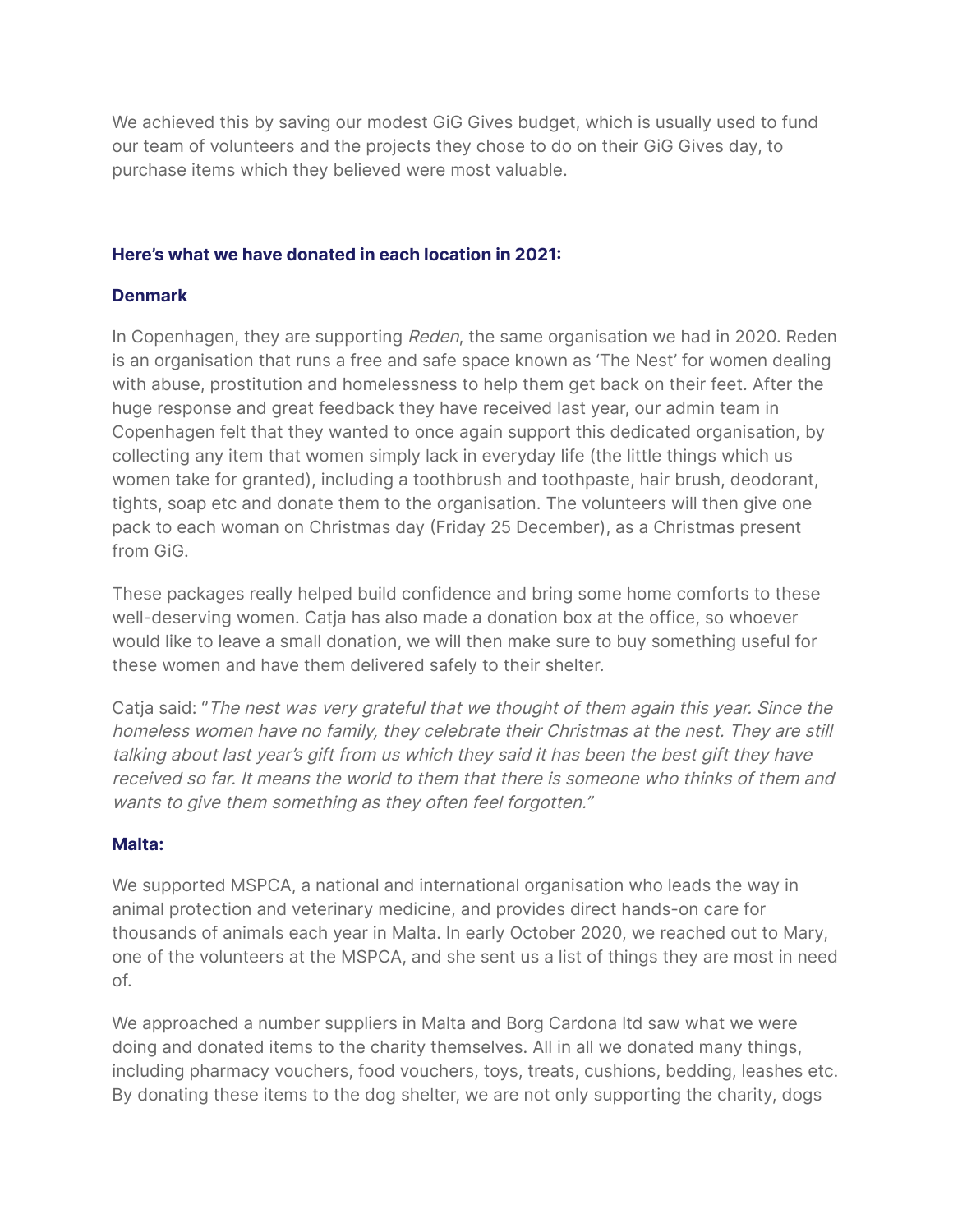We achieved this by saving our modest GiG Gives budget, which is usually used to fund our team of volunteers and the projects they chose to do on their GiG Gives day, to purchase items which they believed were most valuable.

### Here's what we have donated in each location in 2021:

### Denmark

In Copenhagen, they are supporting *Reden*, the same organisation we had in 2020. Reden is an organisation that runs a free and safe space known as 'The Nest' for women dealing with abuse, prostitution and homelessness to help them get back on their feet. After the huge response and great feedback they have received last year, our admin team in Copenhagen felt that they wanted to once again support this dedicated organisation, by collecting any item that women simply lack in everyday life (the little things which us women take for granted), including a toothbrush and toothpaste, hair brush, deodorant, tights, soap etc and donate them to the organisation. The volunteers will then give one pack to each woman on Christmas day (Friday 25 December), as a Christmas present from GiG.

These packages really helped build confidence and bring some home comforts to these well-deserving women. Catja has also made a donation box at the office, so whoever would like to leave a small donation, we will then make sure to buy something useful for these women and have them delivered safely to their shelter.

Catja said: "*The nest was very grateful that we thought of them again this year. Since the homeless women have no family, they celebrate their Christmas at the nest. They are still talking about last year's gift from us which they said it has been the best gift they have received so far. It means the world to them that there is someone who thinks of them and wants to give them something as they often feel forgotten."*

### Malta:

We supported MSPCA, a national and international organisation who leads the way in animal protection and veterinary medicine, and provides direct hands-on care for thousands of animals each year in Malta. In early October 2020, we reached out to Mary, one of the volunteers at the MSPCA, and she sent us a list of things they are most in need of.

We approached a number suppliers in Malta and Borg Cardona ltd saw what we were doing and donated items to the charity themselves. All in all we donated many things, including pharmacy vouchers, food vouchers, toys, treats, cushions, bedding, leashes etc. By donating these items to the dog shelter, we are not only supporting the charity, dogs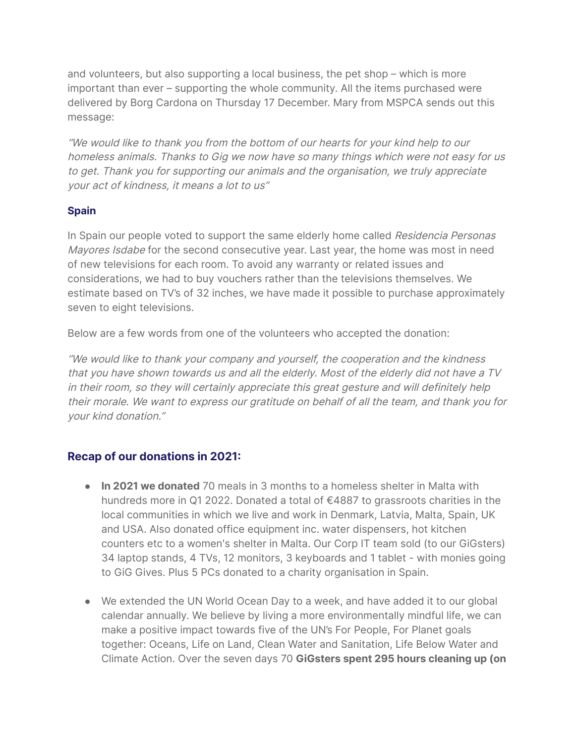and volunteers, but also supporting a local business, the pet shop – which is more important than ever – supporting the whole community. All the items purchased were delivered by Borg Cardona on Thursday 17 December. Mary from MSPCA sends out this message:

*"We would like to thank you from the bottom of our hearts for your kind help to our homeless animals. Thanks to Gig we now have so many things which were not easy for us to get. Thank you for supporting our animals and the organisation, we truly appreciate your act of kindness, it means a lot to us"*

### Spain

In Spain our people voted to support the same elderly home called *Residencia Personas Mayores Isdabe* for the second consecutive year. Last year, the home was most in need of new televisions for each room. To avoid any warranty or related issues and considerations, we had to buy vouchers rather than the televisions themselves. We estimate based on TV's of 32 inches, we have made it possible to purchase approximately seven to eight televisions.

Below are a few words from one of the volunteers who accepted the donation:

*"We would like to thank your company and yourself, the cooperation and the kindness that you have shown towards us and all the elderly. Most of the elderly did not have a TV in their room, so they will certainly appreciate this great gesture and will definitely help their morale. We want to express our gratitude on behalf of all the team, and thank you for your kind donation."*

## Recap of our donations in 2021:

- **In 2021 we donated** 70 meals in 3 months to a homeless shelter in Malta with hundreds more in Q1 2022. Donated a total of €4887 to grassroots charities in the local communities in which we live and work in Denmark, Latvia, Malta, Spain, UK and USA. Also donated office equipment inc. water dispensers, hot kitchen counters etc to a women's shelter in Malta. Our Corp IT team sold (to our GiGsters) 34 laptop stands, 4 TVs, 12 monitors, 3 keyboards and 1 tablet - with monies going to GiG Gives. Plus 5 PCs donated to a charity organisation in Spain.

- We extended the UN World Ocean Day to a week, and have added it to our global calendar annually. We believe by living a more environmentally mindful life, we can make a positive impact towards five of the UN's For People, For Planet goals together: Oceans, Life on Land, Clean Water and Sanitation, Life Below Water and Climate Action. Over the seven days 70 **GiGsters spent 295 hours cleaning up (on**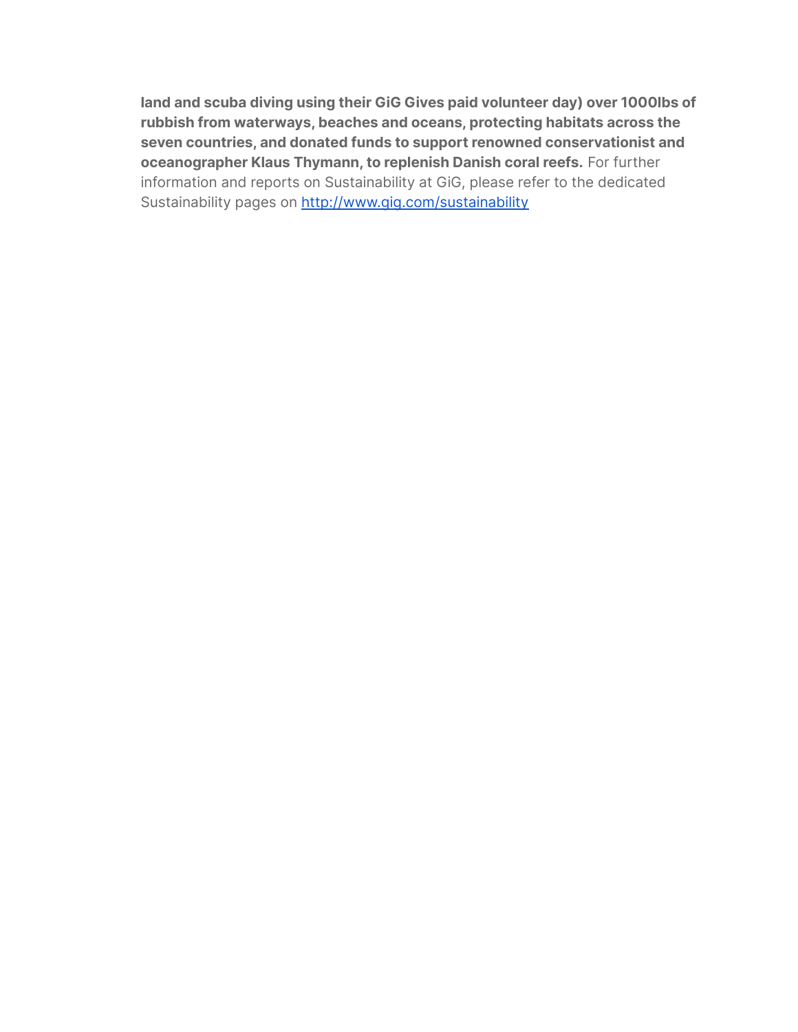**land and scuba diving using their GiG Gives paid volunteer day) over 1000lbs of rubbish from waterways, beaches and oceans, protecting habitats across the seven countries, and donated funds to support renowned conservationist and oceanographer Klaus Thymann, to replenish Danish coral reefs.** For further information and reports on Sustainability at GiG, please refer to the dedicated Sustainability pages on [http://www.gig.com/sustainability](http://www.gig.com/sustainability)